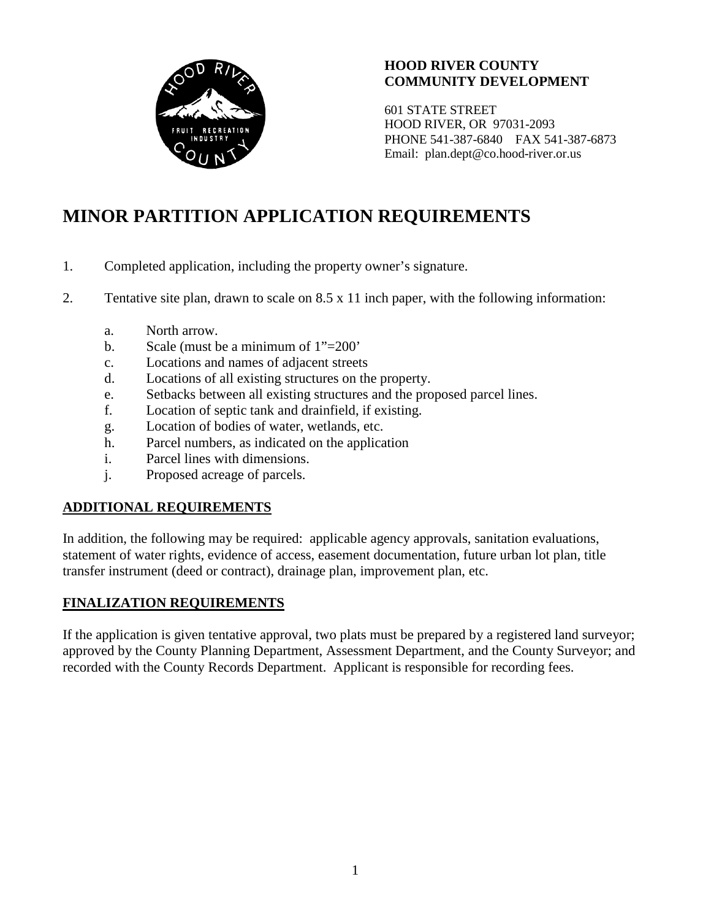**HOOD RIVER COUNTY**
**COMMUNITY DEVELOPMENT**

601 STATE STREET
HOOD RIVER, OR 97031-2093
PHONE 541-387-6840 FAX 541-387-6873
Email: plan.dept@co.hood-river.or.us

# MINOR PARTITION APPLICATION REQUIREMENTS

1. Completed application, including the property owner's signature.

2. Tentative site plan, drawn to scale on 8.5 x 11 inch paper, with the following information:

   a. North arrow.
   b. Scale (must be a minimum of 1"=200'
   c. Locations and names of adjacent streets
   d. Locations of all existing structures on the property.
   e. Setbacks between all existing structures and the proposed parcel lines.
   f. Location of septic tank and drainfield, if existing.
   g. Location of bodies of water, wetlands, etc.
   h. Parcel numbers, as indicated on the application
   i. Parcel lines with dimensions.
   j. Proposed acreage of parcels.

## ADDITIONAL REQUIREMENTS

In addition, the following may be required: applicable agency approvals, sanitation evaluations, statement of water rights, evidence of access, easement documentation, future urban lot plan, title transfer instrument (deed or contract), drainage plan, improvement plan, etc.

## FINALIZATION REQUIREMENTS

If the application is given tentative approval, two plats must be prepared by a registered land surveyor; approved by the County Planning Department, Assessment Department, and the County Surveyor; and recorded with the County Records Department. Applicant is responsible for recording fees.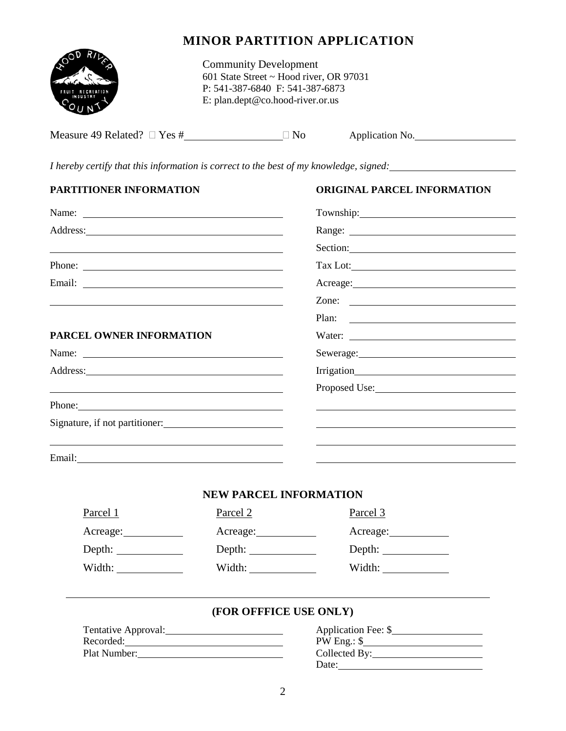# MINOR PARTITION APPLICATION

Community Development
601 State Street ~ Hood river, OR 97031
P: 541-387-6840 F: 541-387-6873
E: plan.dept@co.hood-river.or.us

Measure 49 Related? ☐ Yes #__________________ ☐ No Application No.____________________

*I hereby certify that this information is correct to the best of my knowledge, signed:*________________________

## PARTITIONER INFORMATION

Name: ________________________________________

Address: ______________________________________

_______________________________________________

Phone: ________________________________________

Email: ________________________________________

_______________________________________________

## PARCEL OWNER INFORMATION

Name: ________________________________________

Address: ______________________________________

_______________________________________________

Phone: ________________________________________

Signature, if not partitioner: ______________________

_______________________________________________

Email: ________________________________________

## ORIGINAL PARCEL INFORMATION

Township: ______________________________

Range: ________________________________

Section: _______________________________

Tax Lot: _______________________________

Acreage: _______________________________

Zone: _________________________________

Plan: _________________________________

Water: ________________________________

Sewerage: _____________________________

Irrigation ______________________________

Proposed Use: __________________________

_______________________________________

_______________________________________

_______________________________________

_______________________________________

## NEW PARCEL INFORMATION

| Parcel 1 | Parcel 2 | Parcel 3 |
|---|---|---|
| Acreage: ________ | Acreage: ________ | Acreage: ________ |
| Depth: ________ | Depth: ________ | Depth: ________ |
| Width: ________ | Width: ________ | Width: ________ |

## (FOR OFFFICE USE ONLY)

Tentative Approval: ______________________

Recorded: ______________________________

Plat Number: ___________________________

Application Fee: $__________________

PW Eng.: $_______________________

Collected By: _____________________

Date: ____________________________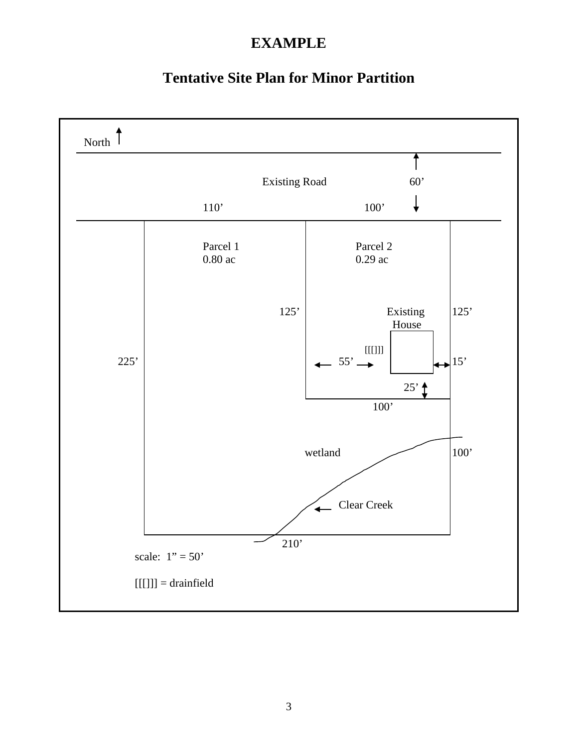# EXAMPLE

## Tentative Site Plan for Minor Partition

North

Existing Road

60'

110'

100'

Parcel 1
0.80 ac

Parcel 2
0.29 ac

125'

Existing House

125'

[[[]]]

225'

55'

15'

25'

100'

wetland

100'

Clear Creek

210'

scale: 1" = 50'

[[[]]] = drainfield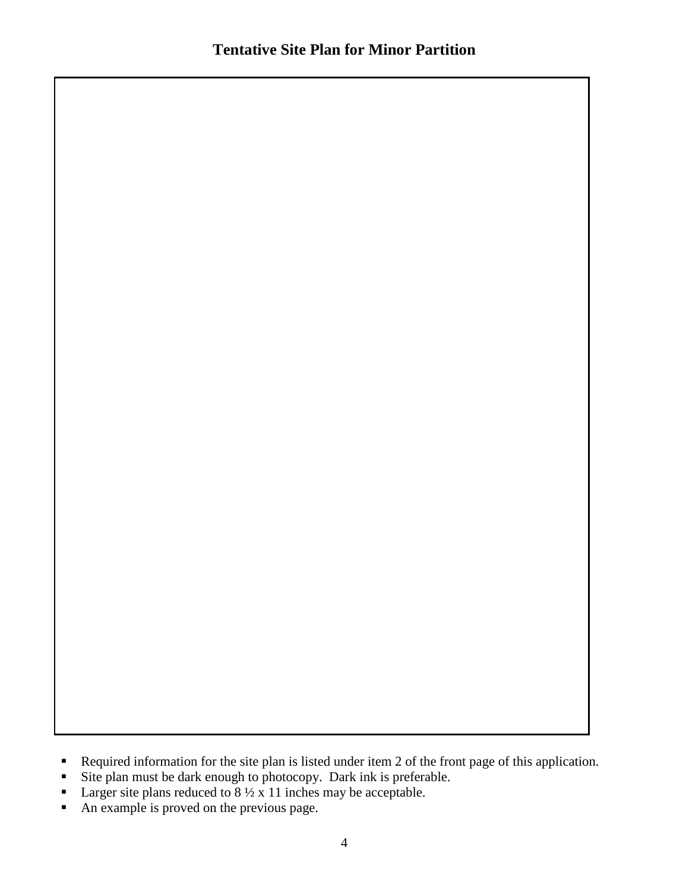## Tentative Site Plan for Minor Partition

- Required information for the site plan is listed under item 2 of the front page of this application.
- Site plan must be dark enough to photocopy. Dark ink is preferable.
- Larger site plans reduced to 8 ½ x 11 inches may be acceptable.
- An example is proved on the previous page.